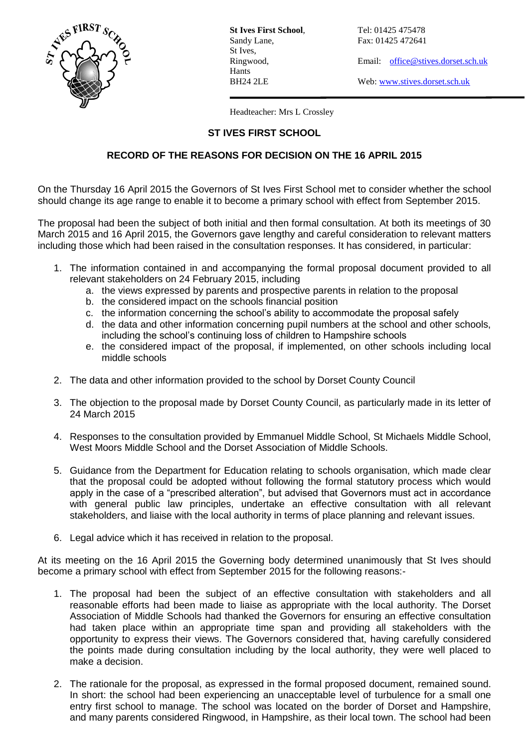**St Ives First School**,
Sandy Lane,
St Ives,
Ringwood,
Hants
BH24 2LE

Tel: 01425 475478
Fax: 01425 472641

Email: office@stives.dorset.sch.uk

Web: www.stives.dorset.sch.uk

Headteacher: Mrs L Crossley

## ST IVES FIRST SCHOOL

## RECORD OF THE REASONS FOR DECISION ON THE 16 APRIL 2015

On the Thursday 16 April 2015 the Governors of St Ives First School met to consider whether the school should change its age range to enable it to become a primary school with effect from September 2015.

The proposal had been the subject of both initial and then formal consultation. At both its meetings of 30 March 2015 and 16 April 2015, the Governors gave lengthy and careful consideration to relevant matters including those which had been raised in the consultation responses. It has considered, in particular:

1. The information contained in and accompanying the formal proposal document provided to all relevant stakeholders on 24 February 2015, including
   a. the views expressed by parents and prospective parents in relation to the proposal
   b. the considered impact on the schools financial position
   c. the information concerning the school's ability to accommodate the proposal safely
   d. the data and other information concerning pupil numbers at the school and other schools, including the school's continuing loss of children to Hampshire schools
   e. the considered impact of the proposal, if implemented, on other schools including local middle schools

2. The data and other information provided to the school by Dorset County Council

3. The objection to the proposal made by Dorset County Council, as particularly made in its letter of 24 March 2015

4. Responses to the consultation provided by Emmanuel Middle School, St Michaels Middle School, West Moors Middle School and the Dorset Association of Middle Schools.

5. Guidance from the Department for Education relating to schools organisation, which made clear that the proposal could be adopted without following the formal statutory process which would apply in the case of a "prescribed alteration", but advised that Governors must act in accordance with general public law principles, undertake an effective consultation with all relevant stakeholders, and liaise with the local authority in terms of place planning and relevant issues.

6. Legal advice which it has received in relation to the proposal.

At its meeting on the 16 April 2015 the Governing body determined unanimously that St Ives should become a primary school with effect from September 2015 for the following reasons:-

1. The proposal had been the subject of an effective consultation with stakeholders and all reasonable efforts had been made to liaise as appropriate with the local authority. The Dorset Association of Middle Schools had thanked the Governors for ensuring an effective consultation had taken place within an appropriate time span and providing all stakeholders with the opportunity to express their views. The Governors considered that, having carefully considered the points made during consultation including by the local authority, they were well placed to make a decision.

2. The rationale for the proposal, as expressed in the formal proposed document, remained sound. In short: the school had been experiencing an unacceptable level of turbulence for a small one entry first school to manage. The school was located on the border of Dorset and Hampshire, and many parents considered Ringwood, in Hampshire, as their local town. The school had been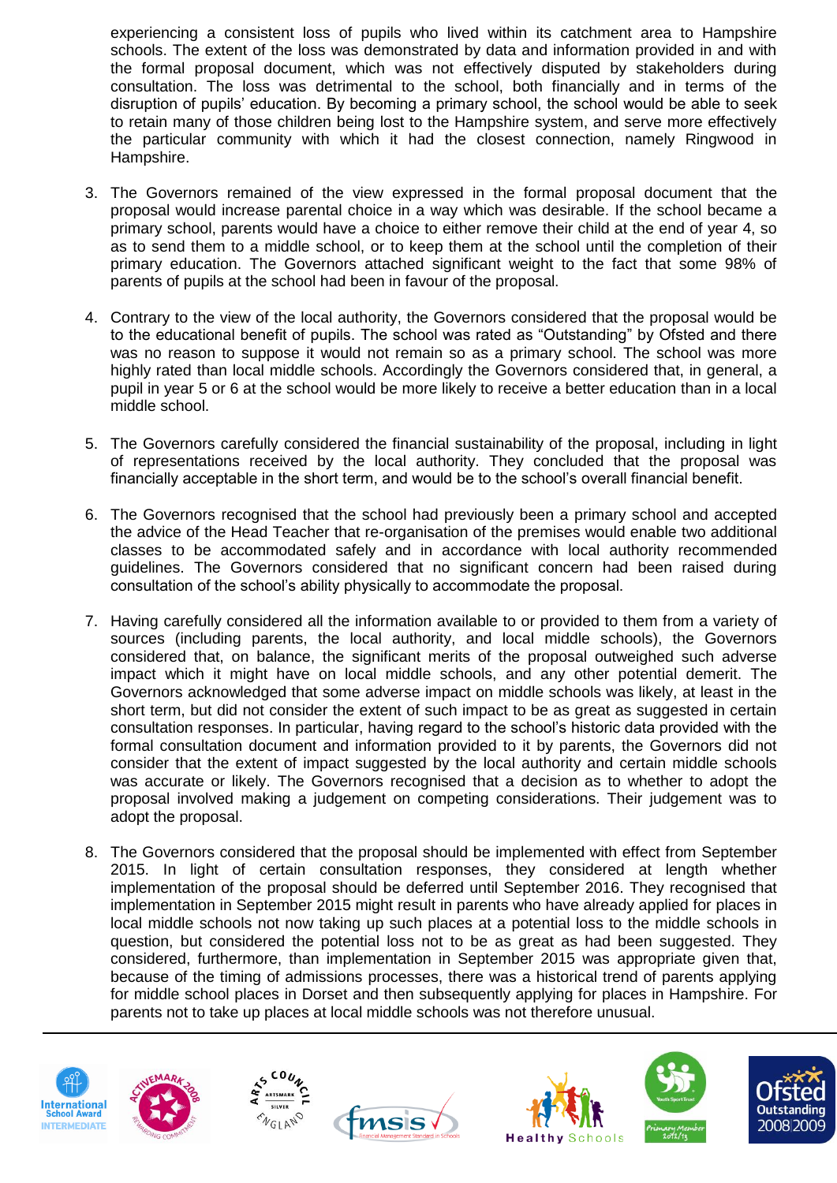experiencing a consistent loss of pupils who lived within its catchment area to Hampshire schools. The extent of the loss was demonstrated by data and information provided in and with the formal proposal document, which was not effectively disputed by stakeholders during consultation. The loss was detrimental to the school, both financially and in terms of the disruption of pupils' education. By becoming a primary school, the school would be able to seek to retain many of those children being lost to the Hampshire system, and serve more effectively the particular community with which it had the closest connection, namely Ringwood in Hampshire.

3. The Governors remained of the view expressed in the formal proposal document that the proposal would increase parental choice in a way which was desirable. If the school became a primary school, parents would have a choice to either remove their child at the end of year 4, so as to send them to a middle school, or to keep them at the school until the completion of their primary education. The Governors attached significant weight to the fact that some 98% of parents of pupils at the school had been in favour of the proposal.

4. Contrary to the view of the local authority, the Governors considered that the proposal would be to the educational benefit of pupils. The school was rated as "Outstanding" by Ofsted and there was no reason to suppose it would not remain so as a primary school. The school was more highly rated than local middle schools. Accordingly the Governors considered that, in general, a pupil in year 5 or 6 at the school would be more likely to receive a better education than in a local middle school.

5. The Governors carefully considered the financial sustainability of the proposal, including in light of representations received by the local authority. They concluded that the proposal was financially acceptable in the short term, and would be to the school's overall financial benefit.

6. The Governors recognised that the school had previously been a primary school and accepted the advice of the Head Teacher that re-organisation of the premises would enable two additional classes to be accommodated safely and in accordance with local authority recommended guidelines. The Governors considered that no significant concern had been raised during consultation of the school's ability physically to accommodate the proposal.

7. Having carefully considered all the information available to or provided to them from a variety of sources (including parents, the local authority, and local middle schools), the Governors considered that, on balance, the significant merits of the proposal outweighed such adverse impact which it might have on local middle schools, and any other potential demerit. The Governors acknowledged that some adverse impact on middle schools was likely, at least in the short term, but did not consider the extent of such impact to be as great as suggested in certain consultation responses. In particular, having regard to the school's historic data provided with the formal consultation document and information provided to it by parents, the Governors did not consider that the extent of impact suggested by the local authority and certain middle schools was accurate or likely. The Governors recognised that a decision as to whether to adopt the proposal involved making a judgement on competing considerations. Their judgement was to adopt the proposal.

8. The Governors considered that the proposal should be implemented with effect from September 2015. In light of certain consultation responses, they considered at length whether implementation of the proposal should be deferred until September 2016. They recognised that implementation in September 2015 might result in parents who have already applied for places in local middle schools not now taking up such places at a potential loss to the middle schools in question, but considered the potential loss not to be as great as had been suggested. They considered, furthermore, than implementation in September 2015 was appropriate given that, because of the timing of admissions processes, there was a historical trend of parents applying for middle school places in Dorset and then subsequently applying for places in Hampshire. For parents not to take up places at local middle schools was not therefore unusual.